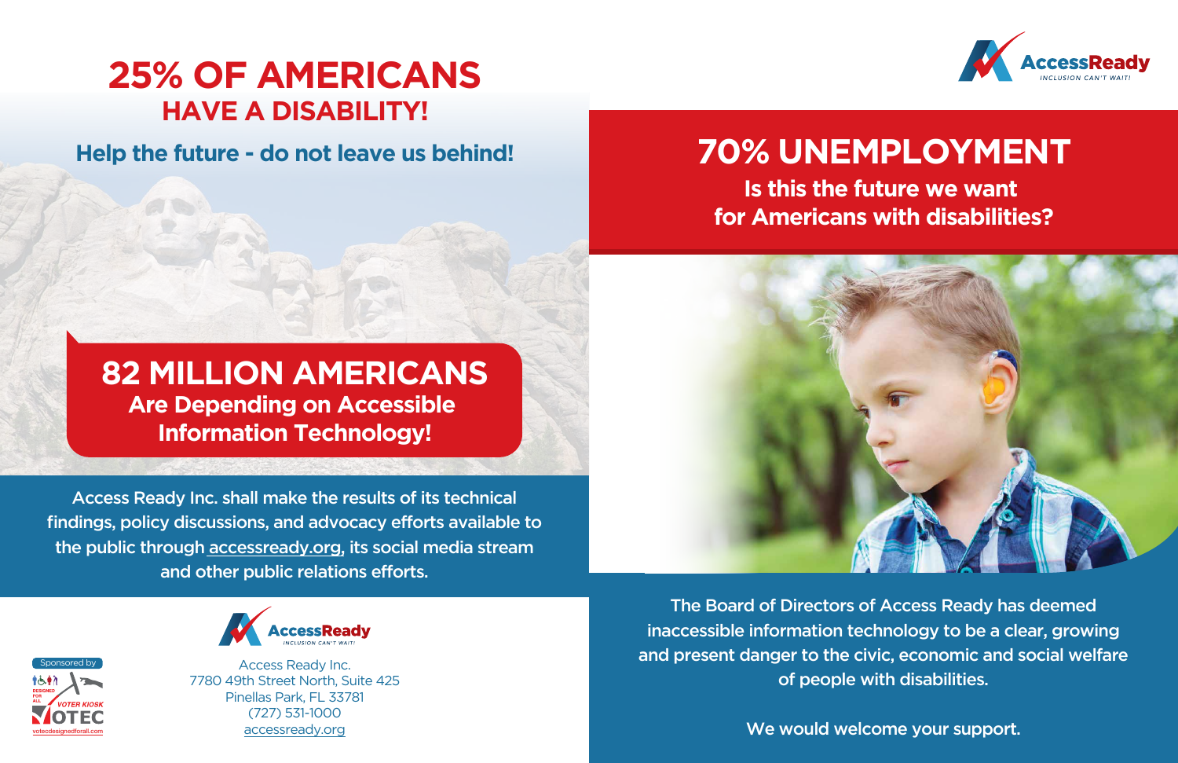# 25% OF AMERICANS

## HAVE A DISABILITY!

**Help the future - do not leave us behind!**

## 82 MILLION AMERICANS

**Are Depending on Accessible Information Technology!**

Access Ready Inc. shall make the results of its technical findings, policy discussions, and advocacy efforts available to the public through accessready.org, its social media stream and other public relations efforts.

Sponsored by

DESIGNED FOR ALL VOTER KIOSK VOTEC

votecdesignedforall.com

AccessReady INCLUSION CAN'T WAIT!

Access Ready Inc.
7780 49th Street North, Suite 425
Pinellas Park, FL 33781
(727) 531-1000
accessready.org

AccessReady INCLUSION CAN'T WAIT!

# 70% UNEMPLOYMENT

**Is this the future we want for Americans with disabilities?**

The Board of Directors of Access Ready has deemed inaccessible information technology to be a clear, growing and present danger to the civic, economic and social welfare of people with disabilities.

We would welcome your support.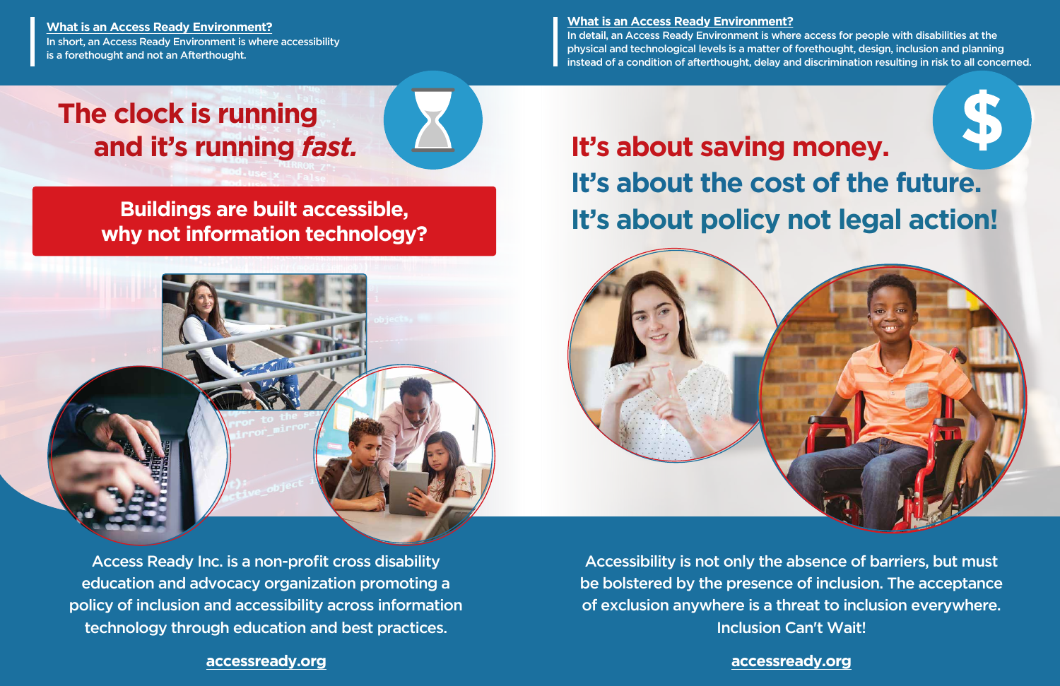**What is an Access Ready Environment?**
In short, an Access Ready Environment is where accessibility is a forethought and not an Afterthought.

# The clock is running and it's running *fast.*

**Buildings are built accessible, why not information technology?**

Access Ready Inc. is a non-profit cross disability education and advocacy organization promoting a policy of inclusion and accessibility across information technology through education and best practices.

accessready.org

**What is an Access Ready Environment?**
In detail, an Access Ready Environment is where access for people with disabilities at the physical and technological levels is a matter of forethought, design, inclusion and planning instead of a condition of afterthought, delay and discrimination resulting in risk to all concerned.

# It's about saving money.
# It's about the cost of the future.
# It's about policy not legal action!

Accessibility is not only the absence of barriers, but must be bolstered by the presence of inclusion. The acceptance of exclusion anywhere is a threat to inclusion everywhere. Inclusion Can't Wait!

accessready.org